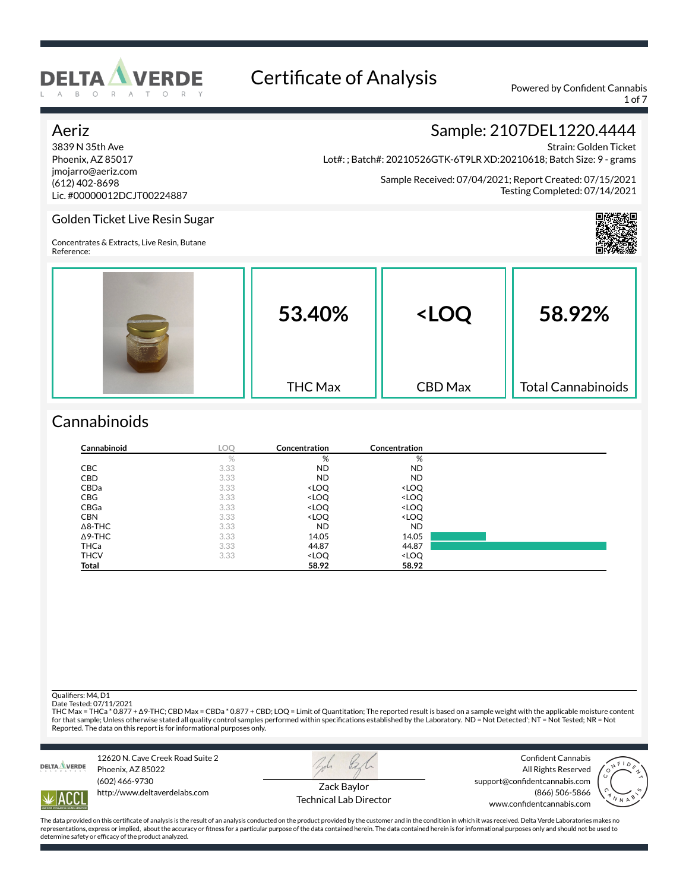# Certificate of Analysis

Powered by Confident Cannabis

## Aeriz

3839 N 35th Ave
Phoenix, AZ 85017
jmojarro@aeriz.com
(612) 402-8698
Lic. #00000012DCJT00224887

## Sample: 2107DEL1220.4444

Strain: Golden Ticket
Lot#: ; Batch#: 20210526GTK-6T9LR XD:20210618; Batch Size: 9 - grams

Sample Received: 07/04/2021; Report Created: 07/15/2021
Testing Completed: 07/14/2021

### Golden Ticket Live Resin Sugar

Concentrates & Extracts, Live Resin, Butane
Reference:

| 53.40% | <LOQ | 58.92% |
|---|---|---|
| THC Max | CBD Max | Total Cannabinoids |

## Cannabinoids

| Cannabinoid | LOQ | Concentration | Concentration |
|---|---|---|---|
| | % | % | % |
| CBC | 3.33 | ND | ND |
| CBD | 3.33 | ND | ND |
| CBDa | 3.33 | <LOQ | <LOQ |
| CBG | 3.33 | <LOQ | <LOQ |
| CBGa | 3.33 | <LOQ | <LOQ |
| CBN | 3.33 | <LOQ | <LOQ |
| Δ8-THC | 3.33 | ND | ND |
| Δ9-THC | 3.33 | 14.05 | 14.05 |
| THCa | 3.33 | 44.87 | 44.87 |
| THCV | 3.33 | <LOQ | <LOQ |
| **Total** | | **58.92** | **58.92** |

Qualifiers: M4, D1
Date Tested: 07/11/2021
THC Max = THCa * 0.877 + Δ9-THC; CBD Max = CBDa * 0.877 + CBD; LOQ = Limit of Quantitation; The reported result is based on a sample weight with the applicable moisture content for that sample; Unless otherwise stated all quality control samples performed within specifications established by the Laboratory. ND = Not Detected'; NT = Not Tested; NR = Not Reported. The data on this report is for informational purposes only.

12620 N. Cave Creek Road Suite 2
Phoenix, AZ 85022
(602) 466-9730
http://www.deltaverdelabs.com

Zack Baylor
Technical Lab Director

Confident Cannabis
All Rights Reserved
support@confidentcannabis.com
(866) 506-5866
www.confidentcannabis.com

The data provided on this certificate of analysis is the result of an analysis conducted on the product provided by the customer and in the condition in which it was received. Delta Verde Laboratories makes no representations, express or implied, about the accuracy or fitness for a particular purpose of the data contained herein. The data contained herein is for informational purposes only and should not be used to determine safety or efficacy of the product analyzed.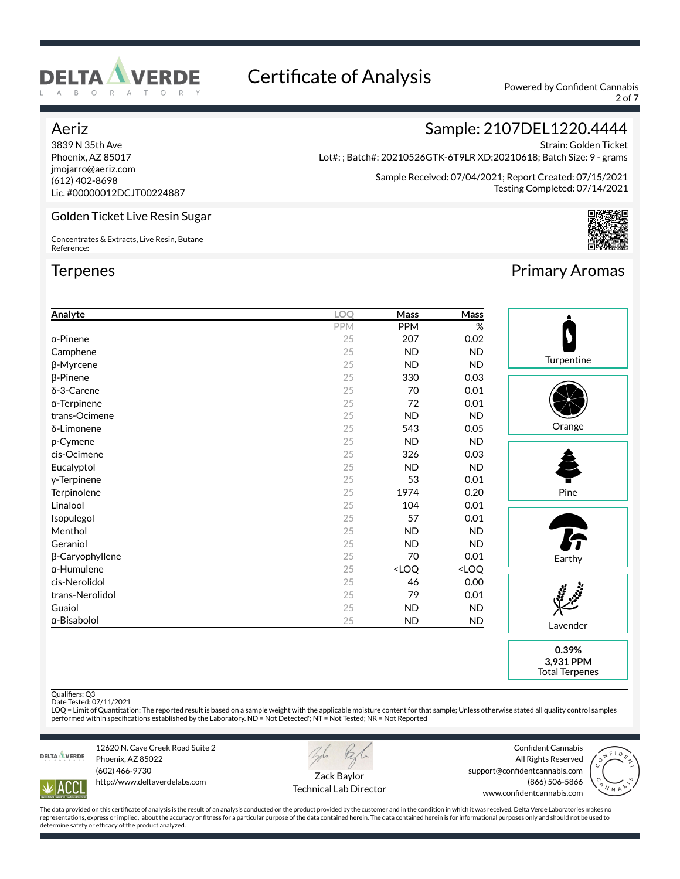# Certificate of Analysis

Powered by Confident Cannabis

## Aeriz

3839 N 35th Ave
Phoenix, AZ 85017
jmojarro@aeriz.com
(612) 402-8698
Lic. #00000012DCJT00224887

## Sample: 2107DEL1220.4444

Strain: Golden Ticket
Lot#: ; Batch#: 20210526GTK-6T9LR XD:20210618; Batch Size: 9 - grams

Sample Received: 07/04/2021; Report Created: 07/15/2021
Testing Completed: 07/14/2021

### Golden Ticket Live Resin Sugar

Concentrates & Extracts, Live Resin, Butane
Reference:

## Terpenes

| Analyte | LOQ | Mass | Mass |
|---|---|---|---|
| | PPM | PPM | % |
| α-Pinene | 25 | 207 | 0.02 |
| Camphene | 25 | ND | ND |
| β-Myrcene | 25 | ND | ND |
| β-Pinene | 25 | 330 | 0.03 |
| δ-3-Carene | 25 | 70 | 0.01 |
| α-Terpinene | 25 | 72 | 0.01 |
| trans-Ocimene | 25 | ND | ND |
| δ-Limonene | 25 | 543 | 0.05 |
| p-Cymene | 25 | ND | ND |
| cis-Ocimene | 25 | 326 | 0.03 |
| Eucalyptol | 25 | ND | ND |
| γ-Terpinene | 25 | 53 | 0.01 |
| Terpinolene | 25 | 1974 | 0.20 |
| Linalool | 25 | 104 | 0.01 |
| Isopulegol | 25 | 57 | 0.01 |
| Menthol | 25 | ND | ND |
| Geraniol | 25 | ND | ND |
| β-Caryophyllene | 25 | 70 | 0.01 |
| α-Humulene | 25 | <LOQ | <LOQ |
| cis-Nerolidol | 25 | 46 | 0.00 |
| trans-Nerolidol | 25 | 79 | 0.01 |
| Guaiol | 25 | ND | ND |
| α-Bisabolol | 25 | ND | ND |

## Primary Aromas

- Turpentine
- Orange
- Pine
- Earthy
- Lavender

**0.39%**
**3,931 PPM**
Total Terpenes

Qualifiers: Q3
Date Tested: 07/11/2021
LOQ = Limit of Quantitation; The reported result is based on a sample weight with the applicable moisture content for that sample; Unless otherwise stated all quality control samples performed within specifications established by the Laboratory. ND = Not Detected'; NT = Not Tested; NR = Not Reported

12620 N. Cave Creek Road Suite 2
Phoenix, AZ 85022
(602) 466-9730
http://www.deltaverdelabs.com

Zack Baylor
Technical Lab Director

Confident Cannabis
All Rights Reserved
support@confidentcannabis.com
(866) 506-5866
www.confidentcannabis.com

The data provided on this certificate of analysis is the result of an analysis conducted on the product provided by the customer and in the condition in which it was received. Delta Verde Laboratories makes no representations, express or implied, about the accuracy or fitness for a particular purpose of the data contained herein. The data contained herein is for informational purposes only and should not be used to determine safety or efficacy of the product analyzed.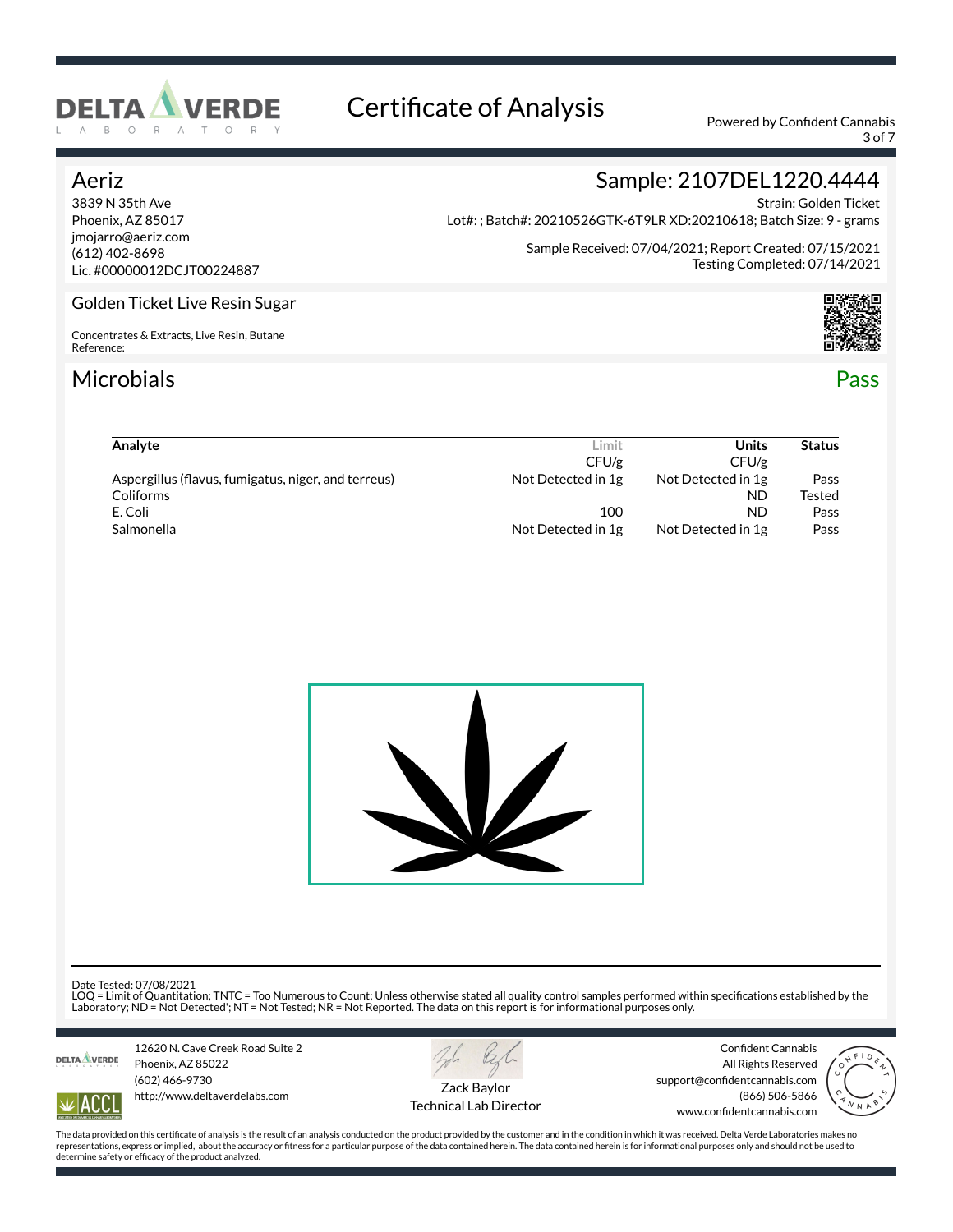# Certificate of Analysis

Powered by Confident Cannabis

## Aeriz

3839 N 35th Ave
Phoenix, AZ 85017
jmojarro@aeriz.com
(612) 402-8698
Lic. #00000012DCJT00224887

## Sample: 2107DEL1220.4444

Strain: Golden Ticket
Lot#: ; Batch#: 20210526GTK-6T9LR XD:20210618; Batch Size: 9 - grams

Sample Received: 07/04/2021; Report Created: 07/15/2021
Testing Completed: 07/14/2021

### Golden Ticket Live Resin Sugar

Concentrates & Extracts, Live Resin, Butane
Reference:

## Microbials

**Pass**

| Analyte | Limit | Units | Status |
|---|---|---|---|
| | CFU/g | CFU/g | |
| Aspergillus (flavus, fumigatus, niger, and terreus) | Not Detected in 1g | Not Detected in 1g | Pass |
| Coliforms | | ND | Tested |
| E. Coli | 100 | ND | Pass |
| Salmonella | Not Detected in 1g | Not Detected in 1g | Pass |

Date Tested: 07/08/2021
LOQ = Limit of Quantitation; TNTC = Too Numerous to Count; Unless otherwise stated all quality control samples performed within specifications established by the Laboratory; ND = Not Detected'; NT = Not Tested; NR = Not Reported. The data on this report is for informational purposes only.

12620 N. Cave Creek Road Suite 2
Phoenix, AZ 85022
(602) 466-9730
http://www.deltaverdelabs.com

Zack Baylor
Technical Lab Director

Confident Cannabis
All Rights Reserved
support@confidentcannabis.com
(866) 506-5866
www.confidentcannabis.com

The data provided on this certificate of analysis is the result of an analysis conducted on the product provided by the customer and in the condition in which it was received. Delta Verde Laboratories makes no representations, express or implied, about the accuracy or fitness for a particular purpose of the data contained herein. The data contained herein is for informational purposes only and should not be used to determine safety or efficacy of the product analyzed.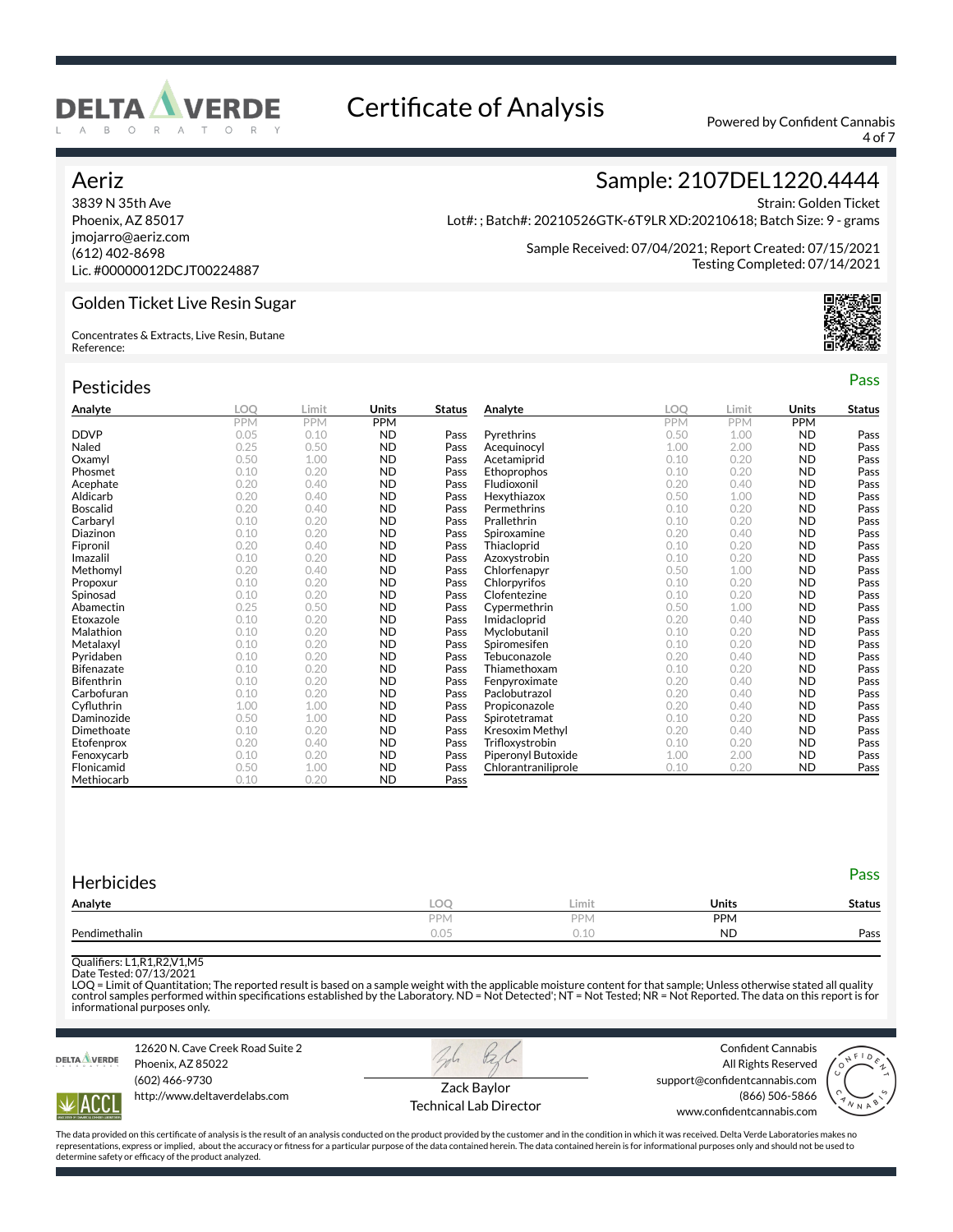# Certificate of Analysis

Powered by Confident Cannabis

## Aeriz

3839 N 35th Ave
Phoenix, AZ 85017
jmojarro@aeriz.com
(612) 402-8698
Lic. #00000012DCJT00224887

## Sample: 2107DEL1220.4444

Strain: Golden Ticket
Lot#: ; Batch#: 20210526GTK-6T9LR XD:20210618; Batch Size: 9 - grams

Sample Received: 07/04/2021; Report Created: 07/15/2021
Testing Completed: 07/14/2021

### Golden Ticket Live Resin Sugar

Concentrates & Extracts, Live Resin, Butane
Reference:

## Pesticides

Pass

| Analyte | LOQ | Limit | Units | Status |
|---|---|---|---|---|
| | PPM | PPM | PPM | |
| DDVP | 0.05 | 0.10 | ND | Pass |
| Naled | 0.25 | 0.50 | ND | Pass |
| Oxamyl | 0.50 | 1.00 | ND | Pass |
| Phosmet | 0.10 | 0.20 | ND | Pass |
| Acephate | 0.20 | 0.40 | ND | Pass |
| Aldicarb | 0.20 | 0.40 | ND | Pass |
| Boscalid | 0.20 | 0.40 | ND | Pass |
| Carbaryl | 0.10 | 0.20 | ND | Pass |
| Diazinon | 0.10 | 0.20 | ND | Pass |
| Fipronil | 0.20 | 0.40 | ND | Pass |
| Imazalil | 0.10 | 0.20 | ND | Pass |
| Methomyl | 0.20 | 0.40 | ND | Pass |
| Propoxur | 0.10 | 0.20 | ND | Pass |
| Spinosad | 0.10 | 0.20 | ND | Pass |
| Abamectin | 0.25 | 0.50 | ND | Pass |
| Etoxazole | 0.10 | 0.20 | ND | Pass |
| Malathion | 0.10 | 0.20 | ND | Pass |
| Metalaxyl | 0.10 | 0.20 | ND | Pass |
| Pyridaben | 0.10 | 0.20 | ND | Pass |
| Bifenazate | 0.10 | 0.20 | ND | Pass |
| Bifenthrin | 0.10 | 0.20 | ND | Pass |
| Carbofuran | 0.10 | 0.20 | ND | Pass |
| Cyfluthrin | 1.00 | 1.00 | ND | Pass |
| Daminozide | 0.50 | 1.00 | ND | Pass |
| Dimethoate | 0.10 | 0.20 | ND | Pass |
| Etofenprox | 0.20 | 0.40 | ND | Pass |
| Fenoxycarb | 0.10 | 0.20 | ND | Pass |
| Flonicamid | 0.50 | 1.00 | ND | Pass |
| Methiocarb | 0.10 | 0.20 | ND | Pass |
| Pyrethrins | 0.50 | 1.00 | ND | Pass |
| Acequinocyl | 1.00 | 2.00 | ND | Pass |
| Acetamiprid | 0.10 | 0.20 | ND | Pass |
| Ethoprophos | 0.10 | 0.20 | ND | Pass |
| Fludioxonil | 0.20 | 0.40 | ND | Pass |
| Hexythiazox | 0.50 | 1.00 | ND | Pass |
| Permethrins | 0.10 | 0.20 | ND | Pass |
| Prallethrin | 0.10 | 0.20 | ND | Pass |
| Spiroxamine | 0.20 | 0.40 | ND | Pass |
| Thiacloprid | 0.10 | 0.20 | ND | Pass |
| Azoxystrobin | 0.10 | 0.20 | ND | Pass |
| Chlorfenapyr | 0.50 | 1.00 | ND | Pass |
| Chlorpyrifos | 0.10 | 0.20 | ND | Pass |
| Clofentezine | 0.10 | 0.20 | ND | Pass |
| Cypermethrin | 0.50 | 1.00 | ND | Pass |
| Imidacloprid | 0.20 | 0.40 | ND | Pass |
| Myclobutanil | 0.10 | 0.20 | ND | Pass |
| Spiromesifen | 0.10 | 0.20 | ND | Pass |
| Tebuconazole | 0.20 | 0.40 | ND | Pass |
| Thiamethoxam | 0.10 | 0.20 | ND | Pass |
| Fenpyroximate | 0.20 | 0.40 | ND | Pass |
| Paclobutrazol | 0.20 | 0.40 | ND | Pass |
| Propiconazole | 0.20 | 0.40 | ND | Pass |
| Spirotetramat | 0.10 | 0.20 | ND | Pass |
| Kresoxim Methyl | 0.20 | 0.40 | ND | Pass |
| Trifloxystrobin | 0.10 | 0.20 | ND | Pass |
| Piperonyl Butoxide | 1.00 | 2.00 | ND | Pass |
| Chlorantraniliprole | 0.10 | 0.20 | ND | Pass |

## Herbicides

Pass

| Analyte | LOQ | Limit | Units | Status |
|---|---|---|---|---|
| | PPM | PPM | PPM | |
| Pendimethalin | 0.05 | 0.10 | ND | Pass |

Qualifiers: L1,R1,R2,V1,M5
Date Tested: 07/13/2021
LOQ = Limit of Quantitation; The reported result is based on a sample weight with the applicable moisture content for that sample; Unless otherwise stated all quality control samples performed within specifications established by the Laboratory. ND = Not Detected'; NT = Not Tested; NR = Not Reported. The data on this report is for informational purposes only.

12620 N. Cave Creek Road Suite 2
Phoenix, AZ 85022
(602) 466-9730
http://www.deltaverdelabs.com

Zack Baylor
Technical Lab Director

Confident Cannabis
All Rights Reserved
support@confidentcannabis.com
(866) 506-5866
www.confidentcannabis.com

The data provided on this certificate of analysis is the result of an analysis conducted on the product provided by the customer and in the condition in which it was received. Delta Verde Laboratories makes no representations, express or implied, about the accuracy or fitness for a particular purpose of the data contained herein. The data contained herein is for informational purposes only and should not be used to determine safety or efficacy of the product analyzed.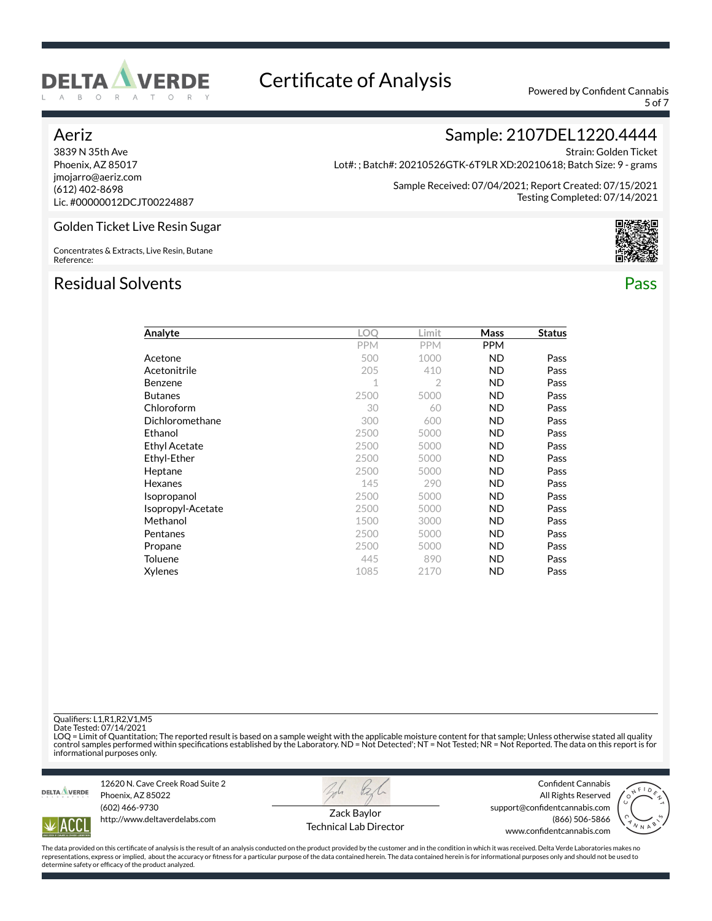# Certificate of Analysis

Powered by Confident Cannabis

## Aeriz

3839 N 35th Ave
Phoenix, AZ 85017
jmojarro@aeriz.com
(612) 402-8698
Lic. #00000012DCJT00224887

## Sample: 2107DEL1220.4444

Strain: Golden Ticket
Lot#: ; Batch#: 20210526GTK-6T9LR XD:20210618; Batch Size: 9 - grams

Sample Received: 07/04/2021; Report Created: 07/15/2021
Testing Completed: 07/14/2021

### Golden Ticket Live Resin Sugar

Concentrates & Extracts, Live Resin, Butane
Reference:

## Residual Solvents

**Pass**

| Analyte | LOQ | Limit | Mass | Status |
|---|---|---|---|---|
| | PPM | PPM | PPM | |
| Acetone | 500 | 1000 | ND | Pass |
| Acetonitrile | 205 | 410 | ND | Pass |
| Benzene | 1 | 2 | ND | Pass |
| Butanes | 2500 | 5000 | ND | Pass |
| Chloroform | 30 | 60 | ND | Pass |
| Dichloromethane | 300 | 600 | ND | Pass |
| Ethanol | 2500 | 5000 | ND | Pass |
| Ethyl Acetate | 2500 | 5000 | ND | Pass |
| Ethyl-Ether | 2500 | 5000 | ND | Pass |
| Heptane | 2500 | 5000 | ND | Pass |
| Hexanes | 145 | 290 | ND | Pass |
| Isopropanol | 2500 | 5000 | ND | Pass |
| Isopropyl-Acetate | 2500 | 5000 | ND | Pass |
| Methanol | 1500 | 3000 | ND | Pass |
| Pentanes | 2500 | 5000 | ND | Pass |
| Propane | 2500 | 5000 | ND | Pass |
| Toluene | 445 | 890 | ND | Pass |
| Xylenes | 1085 | 2170 | ND | Pass |

Qualifiers: L1,R1,R2,V1,M5
Date Tested: 07/14/2021
LOQ = Limit of Quantitation; The reported result is based on a sample weight with the applicable moisture content for that sample; Unless otherwise stated all quality control samples performed within specifications established by the Laboratory. ND = Not Detected'; NT = Not Tested; NR = Not Reported. The data on this report is for informational purposes only.

12620 N. Cave Creek Road Suite 2
Phoenix, AZ 85022
(602) 466-9730
http://www.deltaverdelabs.com

Zack Baylor
Technical Lab Director

Confident Cannabis
All Rights Reserved
support@confidentcannabis.com
(866) 506-5866
www.confidentcannabis.com

The data provided on this certificate of analysis is the result of an analysis conducted on the product provided by the customer and in the condition in which it was received. Delta Verde Laboratories makes no representations, express or implied, about the accuracy or fitness for a particular purpose of the data contained herein. The data contained herein is for informational purposes only and should not be used to determine safety or efficacy of the product analyzed.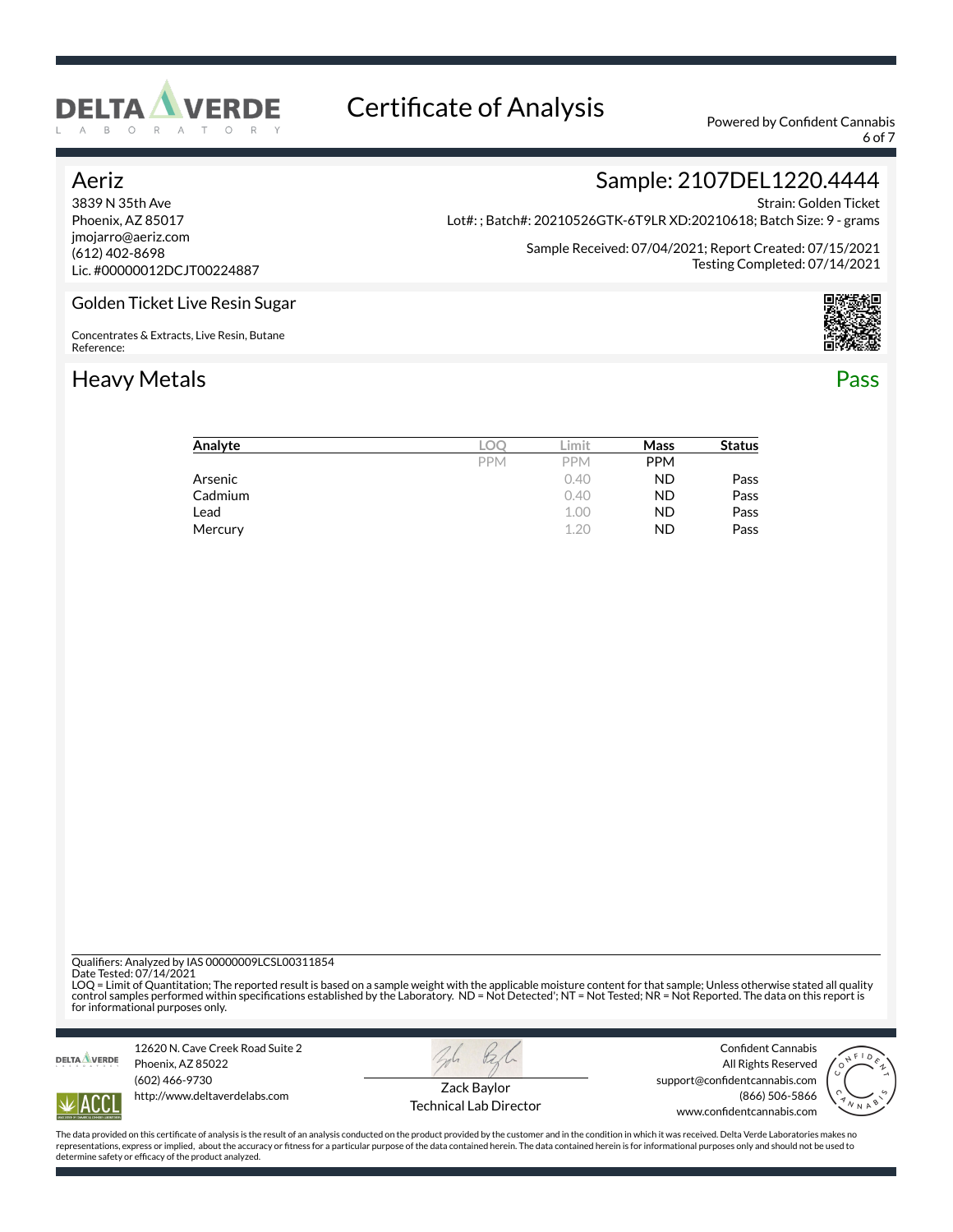# Certificate of Analysis

Powered by Confident Cannabis

## Aeriz

3839 N 35th Ave
Phoenix, AZ 85017
jmojarro@aeriz.com
(612) 402-8698
Lic. #00000012DCJT00224887

## Sample: 2107DEL1220.4444

Strain: Golden Ticket
Lot#: ; Batch#: 20210526GTK-6T9LR XD:20210618; Batch Size: 9 - grams

Sample Received: 07/04/2021; Report Created: 07/15/2021
Testing Completed: 07/14/2021

### Golden Ticket Live Resin Sugar

Concentrates & Extracts, Live Resin, Butane
Reference:

## Heavy Metals — Pass

| Analyte | LOQ | Limit | Mass | Status |
|---|---|---|---|---|
| | PPM | PPM | PPM | |
| Arsenic | | 0.40 | ND | Pass |
| Cadmium | | 0.40 | ND | Pass |
| Lead | | 1.00 | ND | Pass |
| Mercury | | 1.20 | ND | Pass |

Qualifiers: Analyzed by IAS 00000009LCSL00311854
Date Tested: 07/14/2021
LOQ = Limit of Quantitation; The reported result is based on a sample weight with the applicable moisture content for that sample; Unless otherwise stated all quality control samples performed within specifications established by the Laboratory. ND = Not Detected'; NT = Not Tested; NR = Not Reported. The data on this report is for informational purposes only.

12620 N. Cave Creek Road Suite 2
Phoenix, AZ 85022
(602) 466-9730
http://www.deltaverdelabs.com

Zack Baylor
Technical Lab Director

Confident Cannabis
All Rights Reserved
support@confidentcannabis.com
(866) 506-5866
www.confidentcannabis.com

The data provided on this certificate of analysis is the result of an analysis conducted on the product provided by the customer and in the condition in which it was received. Delta Verde Laboratories makes no representations, express or implied, about the accuracy or fitness for a particular purpose of the data contained herein. The data contained herein is for informational purposes only and should not be used to determine safety or efficacy of the product analyzed.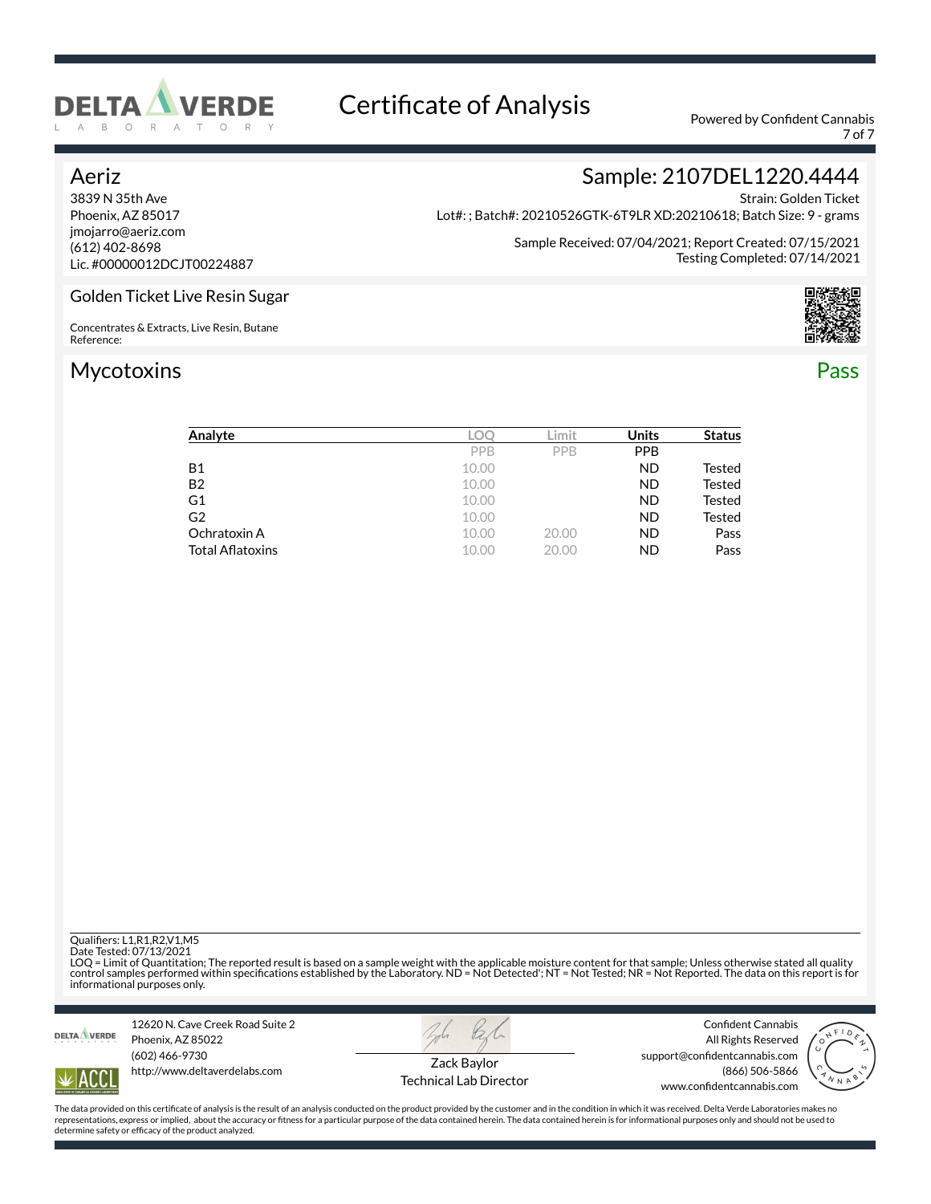# Certificate of Analysis

Powered by Confident Cannabis

## Aeriz

3839 N 35th Ave
Phoenix, AZ 85017
jmojarro@aeriz.com
(612) 402-8698
Lic. #00000012DCJT00224887

## Sample: 2107DEL1220.4444

Strain: Golden Ticket
Lot#: ; Batch#: 20210526GTK-6T9LR XD:20210618; Batch Size: 9 - grams

Sample Received: 07/04/2021; Report Created: 07/15/2021
Testing Completed: 07/14/2021

### Golden Ticket Live Resin Sugar

Concentrates & Extracts, Live Resin, Butane
Reference:

## Mycotoxins

Pass

| Analyte | LOQ | Limit | Units | Status |
|---|---|---|---|---|
| | PPB | PPB | PPB | |
| B1 | 10.00 | | ND | Tested |
| B2 | 10.00 | | ND | Tested |
| G1 | 10.00 | | ND | Tested |
| G2 | 10.00 | | ND | Tested |
| Ochratoxin A | 10.00 | 20.00 | ND | Pass |
| Total Aflatoxins | 10.00 | 20.00 | ND | Pass |

Qualifiers: L1,R1,R2,V1,M5
Date Tested: 07/13/2021
LOQ = Limit of Quantitation; The reported result is based on a sample weight with the applicable moisture content for that sample; Unless otherwise stated all quality control samples performed within specifications established by the Laboratory. ND = Not Detected'; NT = Not Tested; NR = Not Reported. The data on this report is for informational purposes only.

12620 N. Cave Creek Road Suite 2
Phoenix, AZ 85022
(602) 466-9730
http://www.deltaverdelabs.com

Zack Baylor
Technical Lab Director

Confident Cannabis
All Rights Reserved
support@confidentcannabis.com
(866) 506-5866
www.confidentcannabis.com

The data provided on this certificate of analysis is the result of an analysis conducted on the product provided by the customer and in the condition in which it was received. Delta Verde Laboratories makes no representations, express or implied, about the accuracy or fitness for a particular purpose of the data contained herein. The data contained herein is for informational purposes only and should not be used to determine safety or efficacy of the product analyzed.